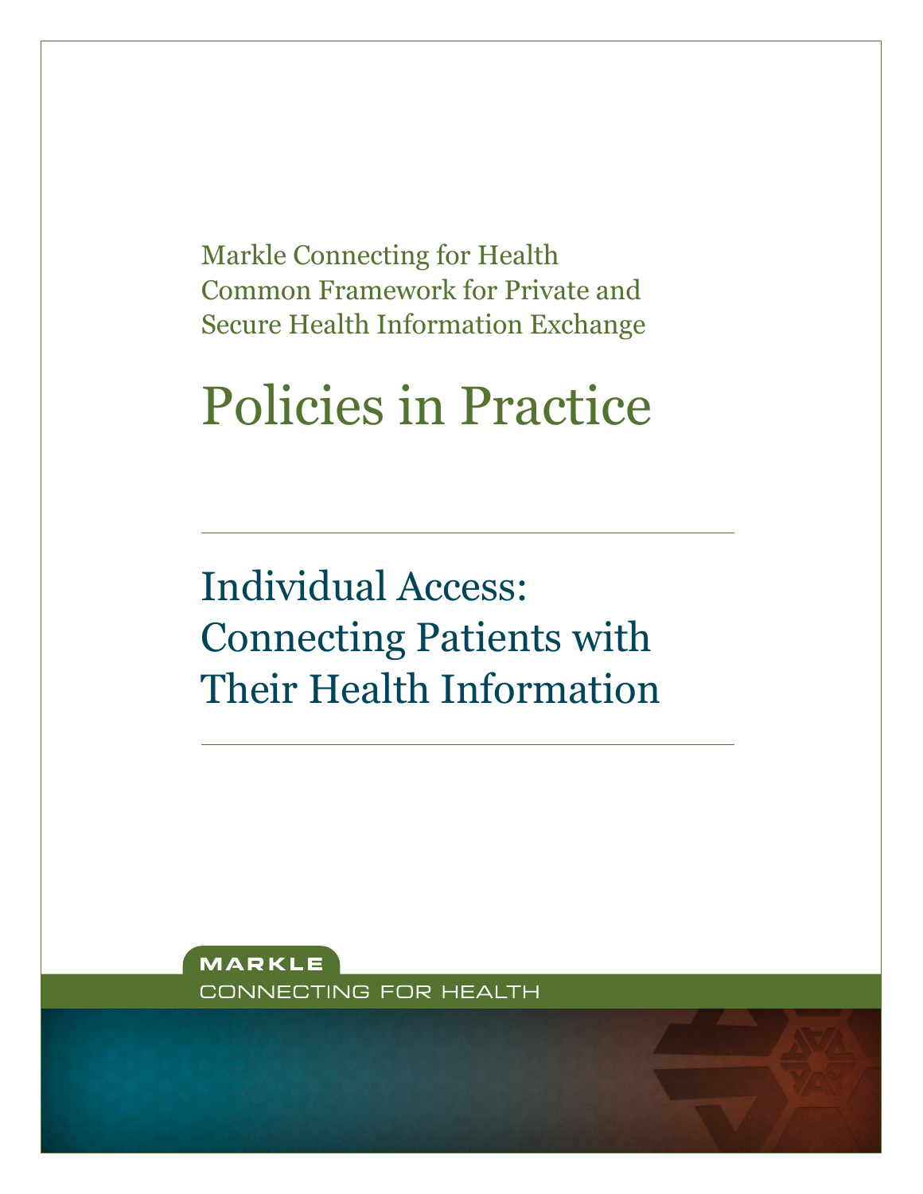Markle Connecting for Health
Common Framework for Private and
Secure Health Information Exchange

# Policies in Practice

---

## Individual Access: Connecting Patients with Their Health Information

---

**MARKLE**
CONNECTING FOR HEALTH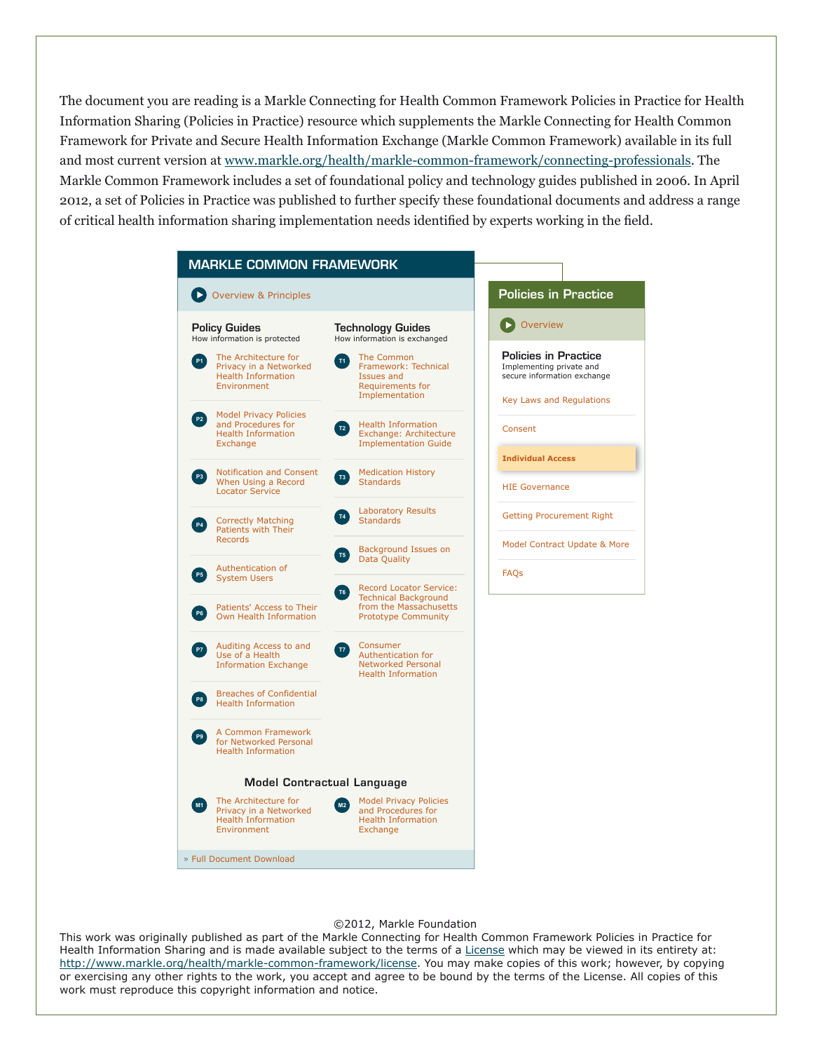The document you are reading is a Markle Connecting for Health Common Framework Policies in Practice for Health Information Sharing (Policies in Practice) resource which supplements the Markle Connecting for Health Common Framework for Private and Secure Health Information Exchange (Markle Common Framework) available in its full and most current version at www.markle.org/health/markle-common-framework/connecting-professionals. The Markle Common Framework includes a set of foundational policy and technology guides published in 2006. In April 2012, a set of Policies in Practice was published to further specify these foundational documents and address a range of critical health information sharing implementation needs identified by experts working in the field.

## MARKLE COMMON FRAMEWORK

Overview & Principles

### Policy Guides
How information is protected

- P1 The Architecture for Privacy in a Networked Health Information Environment
- P2 Model Privacy Policies and Procedures for Health Information Exchange
- P3 Notification and Consent When Using a Record Locator Service
- P4 Correctly Matching Patients with Their Records
- P5 Authentication of System Users
- P6 Patients' Access to Their Own Health Information
- P7 Auditing Access to and Use of a Health Information Exchange
- P8 Breaches of Confidential Health Information
- P9 A Common Framework for Networked Personal Health Information

### Technology Guides
How information is exchanged

- T1 The Common Framework: Technical Issues and Requirements for Implementation
- T2 Health Information Exchange: Architecture Implementation Guide
- T3 Medication History Standards
- T4 Laboratory Results Standards
- T5 Background Issues on Data Quality
- T6 Record Locator Service: Technical Background from the Massachusetts Prototype Community
- T7 Consumer Authentication for Networked Personal Health Information

### Model Contractual Language

- M1 The Architecture for Privacy in a Networked Health Information Environment
- M2 Model Privacy Policies and Procedures for Health Information Exchange

» Full Document Download

## Policies in Practice

Overview

### Policies in Practice
Implementing private and secure information exchange

- Key Laws and Regulations
- Consent
- **Individual Access**
- HIE Governance
- Getting Procurement Right
- Model Contract Update & More
- FAQs

©2012, Markle Foundation

This work was originally published as part of the Markle Connecting for Health Common Framework Policies in Practice for Health Information Sharing and is made available subject to the terms of a License which may be viewed in its entirety at: http://www.markle.org/health/markle-common-framework/license. You may make copies of this work; however, by copying or exercising any other rights to the work, you accept and agree to be bound by the terms of the License. All copies of this work must reproduce this copyright information and notice.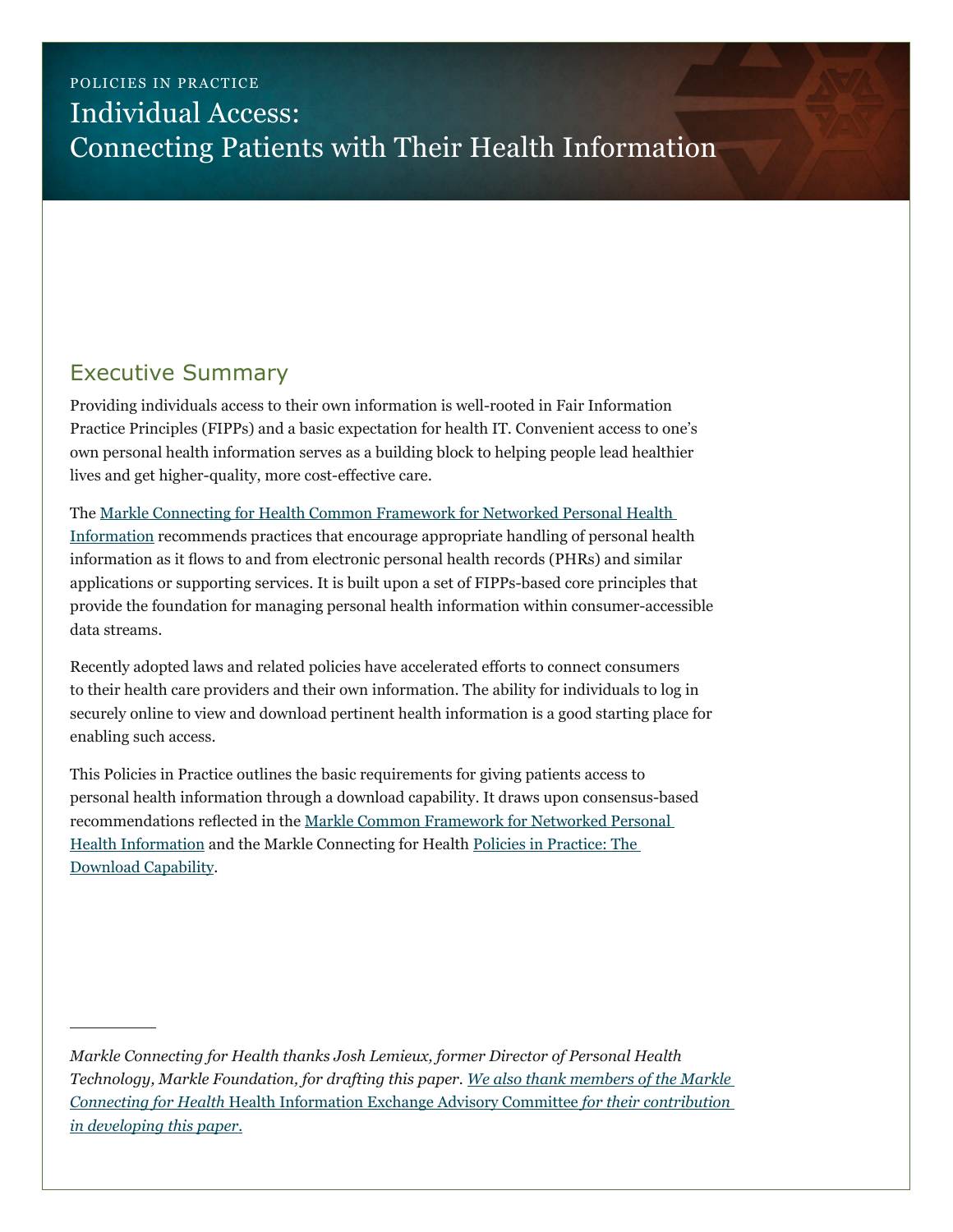POLICIES IN PRACTICE

# Individual Access: Connecting Patients with Their Health Information

## Executive Summary

Providing individuals access to their own information is well-rooted in Fair Information Practice Principles (FIPPs) and a basic expectation for health IT. Convenient access to one's own personal health information serves as a building block to helping people lead healthier lives and get higher-quality, more cost-effective care.

The Markle Connecting for Health Common Framework for Networked Personal Health Information recommends practices that encourage appropriate handling of personal health information as it flows to and from electronic personal health records (PHRs) and similar applications or supporting services. It is built upon a set of FIPPs-based core principles that provide the foundation for managing personal health information within consumer-accessible data streams.

Recently adopted laws and related policies have accelerated efforts to connect consumers to their health care providers and their own information. The ability for individuals to log in securely online to view and download pertinent health information is a good starting place for enabling such access.

This Policies in Practice outlines the basic requirements for giving patients access to personal health information through a download capability. It draws upon consensus-based recommendations reflected in the Markle Common Framework for Networked Personal Health Information and the Markle Connecting for Health Policies in Practice: The Download Capability.

---

*Markle Connecting for Health thanks Josh Lemieux, former Director of Personal Health Technology, Markle Foundation, for drafting this paper. We also thank members of the Markle Connecting for Health* Health Information Exchange Advisory Committee *for their contribution in developing this paper.*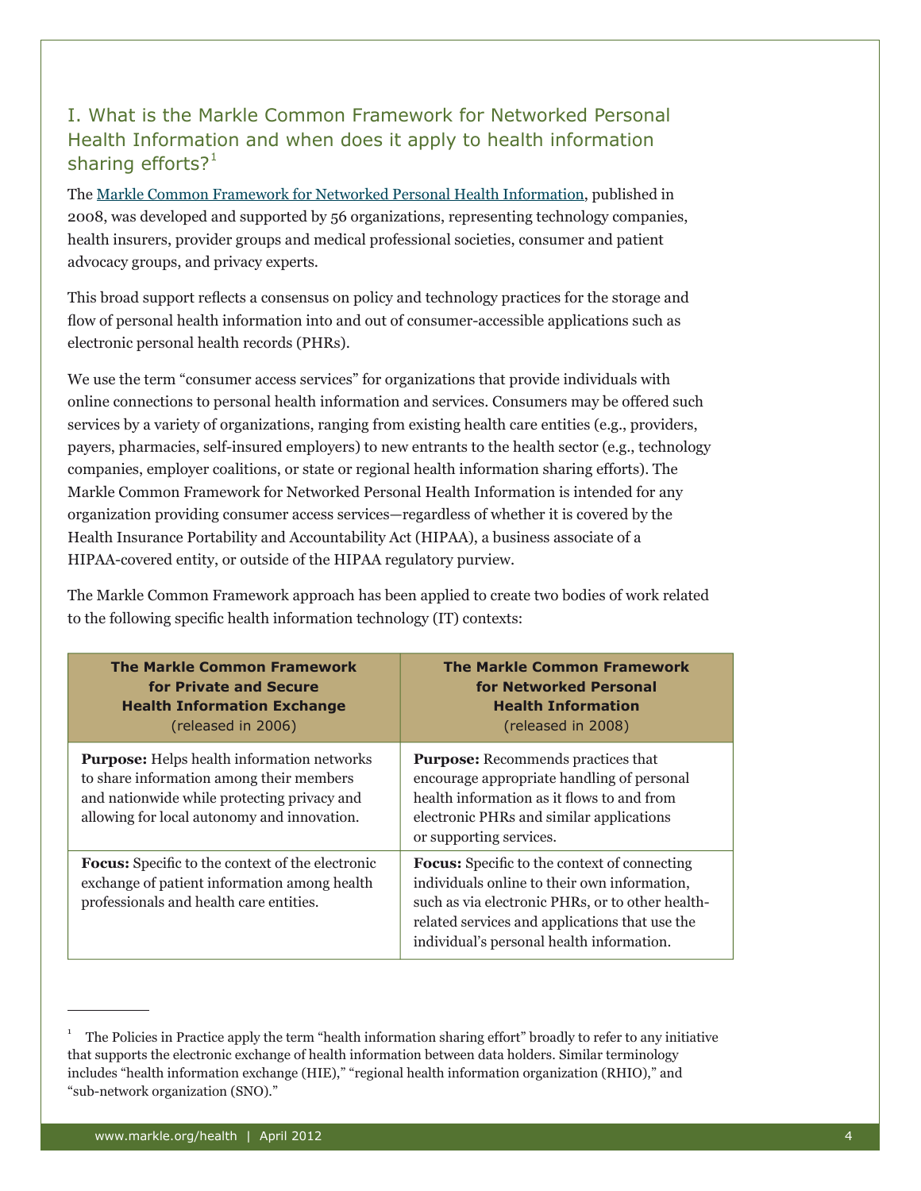## I. What is the Markle Common Framework for Networked Personal Health Information and when does it apply to health information sharing efforts?[1]

The Markle Common Framework for Networked Personal Health Information, published in 2008, was developed and supported by 56 organizations, representing technology companies, health insurers, provider groups and medical professional societies, consumer and patient advocacy groups, and privacy experts.

This broad support reflects a consensus on policy and technology practices for the storage and flow of personal health information into and out of consumer-accessible applications such as electronic personal health records (PHRs).

We use the term "consumer access services" for organizations that provide individuals with online connections to personal health information and services. Consumers may be offered such services by a variety of organizations, ranging from existing health care entities (e.g., providers, payers, pharmacies, self-insured employers) to new entrants to the health sector (e.g., technology companies, employer coalitions, or state or regional health information sharing efforts). The Markle Common Framework for Networked Personal Health Information is intended for any organization providing consumer access services—regardless of whether it is covered by the Health Insurance Portability and Accountability Act (HIPAA), a business associate of a HIPAA-covered entity, or outside of the HIPAA regulatory purview.

The Markle Common Framework approach has been applied to create two bodies of work related to the following specific health information technology (IT) contexts:

| **The Markle Common Framework for Private and Secure Health Information Exchange** (released in 2006) | **The Markle Common Framework for Networked Personal Health Information** (released in 2008) |
|---|---|
| **Purpose:** Helps health information networks to share information among their members and nationwide while protecting privacy and allowing for local autonomy and innovation. | **Purpose:** Recommends practices that encourage appropriate handling of personal health information as it flows to and from electronic PHRs and similar applications or supporting services. |
| **Focus:** Specific to the context of the electronic exchange of patient information among health professionals and health care entities. | **Focus:** Specific to the context of connecting individuals online to their own information, such as via electronic PHRs, or to other health-related services and applications that use the individual's personal health information. |

[1] The Policies in Practice apply the term "health information sharing effort" broadly to refer to any initiative that supports the electronic exchange of health information between data holders. Similar terminology includes "health information exchange (HIE)," "regional health information organization (RHIO)," and "sub-network organization (SNO)."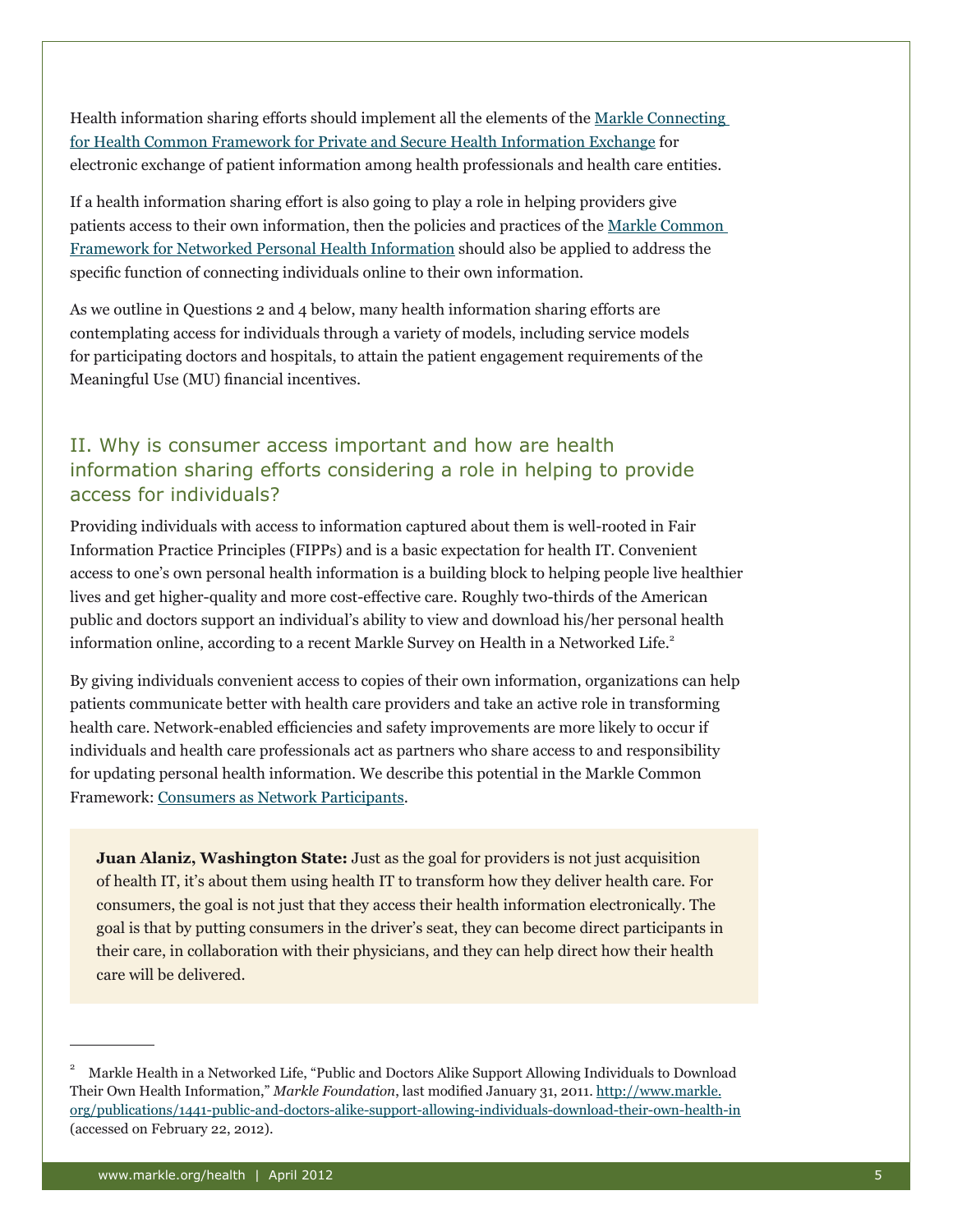Health information sharing efforts should implement all the elements of the [Markle Connecting for Health Common Framework for Private and Secure Health Information Exchange] for electronic exchange of patient information among health professionals and health care entities.

If a health information sharing effort is also going to play a role in helping providers give patients access to their own information, then the policies and practices of the [Markle Common Framework for Networked Personal Health Information] should also be applied to address the specific function of connecting individuals online to their own information.

As we outline in Questions 2 and 4 below, many health information sharing efforts are contemplating access for individuals through a variety of models, including service models for participating doctors and hospitals, to attain the patient engagement requirements of the Meaningful Use (MU) financial incentives.

## II. Why is consumer access important and how are health information sharing efforts considering a role in helping to provide access for individuals?

Providing individuals with access to information captured about them is well-rooted in Fair Information Practice Principles (FIPPs) and is a basic expectation for health IT. Convenient access to one's own personal health information is a building block to helping people live healthier lives and get higher-quality and more cost-effective care. Roughly two-thirds of the American public and doctors support an individual's ability to view and download his/her personal health information online, according to a recent Markle Survey on Health in a Networked Life.[2]

By giving individuals convenient access to copies of their own information, organizations can help patients communicate better with health care providers and take an active role in transforming health care. Network-enabled efficiencies and safety improvements are more likely to occur if individuals and health care professionals act as partners who share access to and responsibility for updating personal health information. We describe this potential in the Markle Common Framework: [Consumers as Network Participants].

> **Juan Alaniz, Washington State:** Just as the goal for providers is not just acquisition of health IT, it's about them using health IT to transform how they deliver health care. For consumers, the goal is not just that they access their health information electronically. The goal is that by putting consumers in the driver's seat, they can become direct participants in their care, in collaboration with their physicians, and they can help direct how their health care will be delivered.

---

[2] Markle Health in a Networked Life, "Public and Doctors Alike Support Allowing Individuals to Download Their Own Health Information," *Markle Foundation*, last modified January 31, 2011. http://www.markle.org/publications/1441-public-and-doctors-alike-support-allowing-individuals-download-their-own-health-in (accessed on February 22, 2012).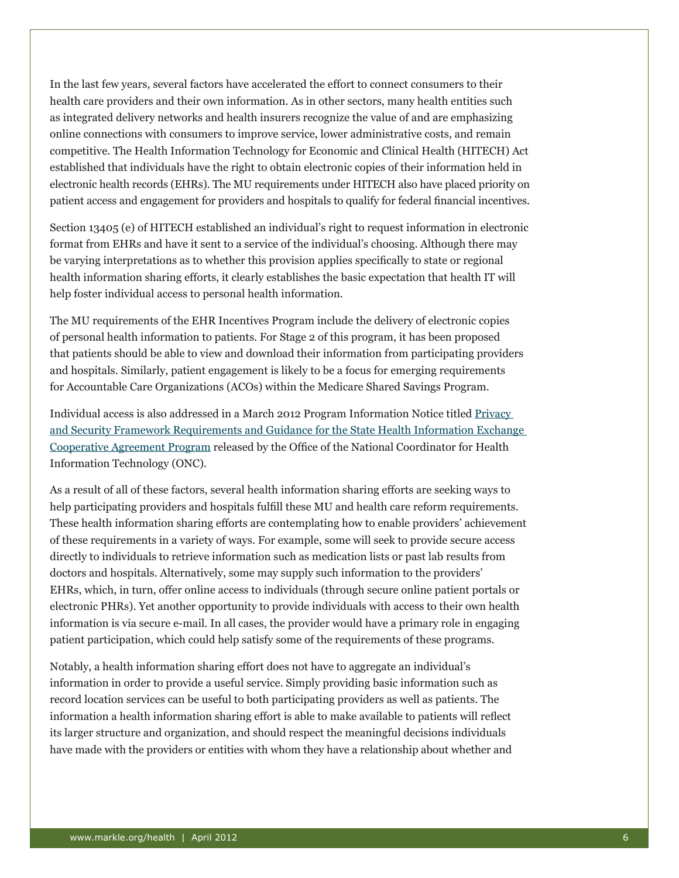In the last few years, several factors have accelerated the effort to connect consumers to their health care providers and their own information. As in other sectors, many health entities such as integrated delivery networks and health insurers recognize the value of and are emphasizing online connections with consumers to improve service, lower administrative costs, and remain competitive. The Health Information Technology for Economic and Clinical Health (HITECH) Act established that individuals have the right to obtain electronic copies of their information held in electronic health records (EHRs). The MU requirements under HITECH also have placed priority on patient access and engagement for providers and hospitals to qualify for federal financial incentives.

Section 13405 (e) of HITECH established an individual's right to request information in electronic format from EHRs and have it sent to a service of the individual's choosing. Although there may be varying interpretations as to whether this provision applies specifically to state or regional health information sharing efforts, it clearly establishes the basic expectation that health IT will help foster individual access to personal health information.

The MU requirements of the EHR Incentives Program include the delivery of electronic copies of personal health information to patients. For Stage 2 of this program, it has been proposed that patients should be able to view and download their information from participating providers and hospitals. Similarly, patient engagement is likely to be a focus for emerging requirements for Accountable Care Organizations (ACOs) within the Medicare Shared Savings Program.

Individual access is also addressed in a March 2012 Program Information Notice titled Privacy and Security Framework Requirements and Guidance for the State Health Information Exchange Cooperative Agreement Program released by the Office of the National Coordinator for Health Information Technology (ONC).

As a result of all of these factors, several health information sharing efforts are seeking ways to help participating providers and hospitals fulfill these MU and health care reform requirements. These health information sharing efforts are contemplating how to enable providers' achievement of these requirements in a variety of ways. For example, some will seek to provide secure access directly to individuals to retrieve information such as medication lists or past lab results from doctors and hospitals. Alternatively, some may supply such information to the providers' EHRs, which, in turn, offer online access to individuals (through secure online patient portals or electronic PHRs). Yet another opportunity to provide individuals with access to their own health information is via secure e-mail. In all cases, the provider would have a primary role in engaging patient participation, which could help satisfy some of the requirements of these programs.

Notably, a health information sharing effort does not have to aggregate an individual's information in order to provide a useful service. Simply providing basic information such as record location services can be useful to both participating providers as well as patients. The information a health information sharing effort is able to make available to patients will reflect its larger structure and organization, and should respect the meaningful decisions individuals have made with the providers or entities with whom they have a relationship about whether and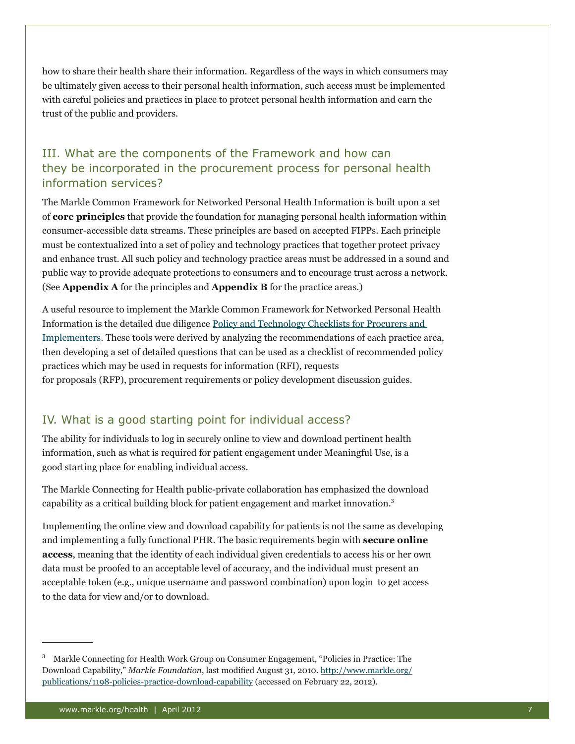how to share their health share their information. Regardless of the ways in which consumers may be ultimately given access to their personal health information, such access must be implemented with careful policies and practices in place to protect personal health information and earn the trust of the public and providers.

## III. What are the components of the Framework and how can they be incorporated in the procurement process for personal health information services?

The Markle Common Framework for Networked Personal Health Information is built upon a set of **core principles** that provide the foundation for managing personal health information within consumer-accessible data streams. These principles are based on accepted FIPPs. Each principle must be contextualized into a set of policy and technology practices that together protect privacy and enhance trust. All such policy and technology practice areas must be addressed in a sound and public way to provide adequate protections to consumers and to encourage trust across a network. (See **Appendix A** for the principles and **Appendix B** for the practice areas.)

A useful resource to implement the Markle Common Framework for Networked Personal Health Information is the detailed due diligence [Policy and Technology Checklists for Procurers and Implementers](). These tools were derived by analyzing the recommendations of each practice area, then developing a set of detailed questions that can be used as a checklist of recommended policy practices which may be used in requests for information (RFI), requests for proposals (RFP), procurement requirements or policy development discussion guides.

## IV. What is a good starting point for individual access?

The ability for individuals to log in securely online to view and download pertinent health information, such as what is required for patient engagement under Meaningful Use, is a good starting place for enabling individual access.

The Markle Connecting for Health public-private collaboration has emphasized the download capability as a critical building block for patient engagement and market innovation.[3]

Implementing the online view and download capability for patients is not the same as developing and implementing a fully functional PHR. The basic requirements begin with **secure online access**, meaning that the identity of each individual given credentials to access his or her own data must be proofed to an acceptable level of accuracy, and the individual must present an acceptable token (e.g., unique username and password combination) upon login to get access to the data for view and/or to download.

---

[3] Markle Connecting for Health Work Group on Consumer Engagement, "Policies in Practice: The Download Capability," *Markle Foundation*, last modified August 31, 2010. http://www.markle.org/publications/1198-policies-practice-download-capability (accessed on February 22, 2012).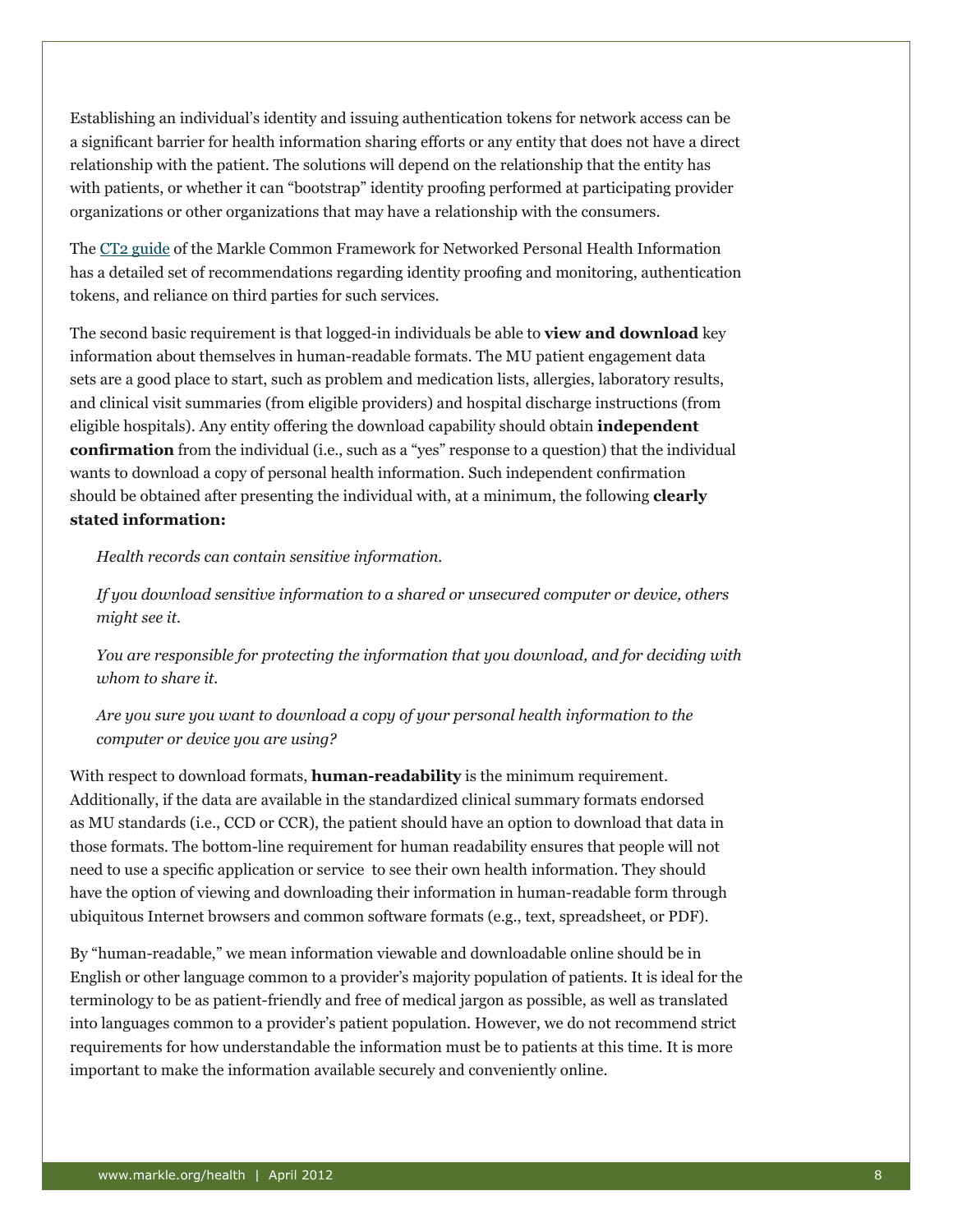Establishing an individual's identity and issuing authentication tokens for network access can be a significant barrier for health information sharing efforts or any entity that does not have a direct relationship with the patient. The solutions will depend on the relationship that the entity has with patients, or whether it can "bootstrap" identity proofing performed at participating provider organizations or other organizations that may have a relationship with the consumers.

The CT2 guide of the Markle Common Framework for Networked Personal Health Information has a detailed set of recommendations regarding identity proofing and monitoring, authentication tokens, and reliance on third parties for such services.

The second basic requirement is that logged-in individuals be able to **view and download** key information about themselves in human-readable formats. The MU patient engagement data sets are a good place to start, such as problem and medication lists, allergies, laboratory results, and clinical visit summaries (from eligible providers) and hospital discharge instructions (from eligible hospitals). Any entity offering the download capability should obtain **independent confirmation** from the individual (i.e., such as a "yes" response to a question) that the individual wants to download a copy of personal health information. Such independent confirmation should be obtained after presenting the individual with, at a minimum, the following **clearly stated information:**

> *Health records can contain sensitive information.*
>
> *If you download sensitive information to a shared or unsecured computer or device, others might see it.*
>
> *You are responsible for protecting the information that you download, and for deciding with whom to share it.*
>
> *Are you sure you want to download a copy of your personal health information to the computer or device you are using?*

With respect to download formats, **human-readability** is the minimum requirement. Additionally, if the data are available in the standardized clinical summary formats endorsed as MU standards (i.e., CCD or CCR), the patient should have an option to download that data in those formats. The bottom-line requirement for human readability ensures that people will not need to use a specific application or service to see their own health information. They should have the option of viewing and downloading their information in human-readable form through ubiquitous Internet browsers and common software formats (e.g., text, spreadsheet, or PDF).

By "human-readable," we mean information viewable and downloadable online should be in English or other language common to a provider's majority population of patients. It is ideal for the terminology to be as patient-friendly and free of medical jargon as possible, as well as translated into languages common to a provider's patient population. However, we do not recommend strict requirements for how understandable the information must be to patients at this time. It is more important to make the information available securely and conveniently online.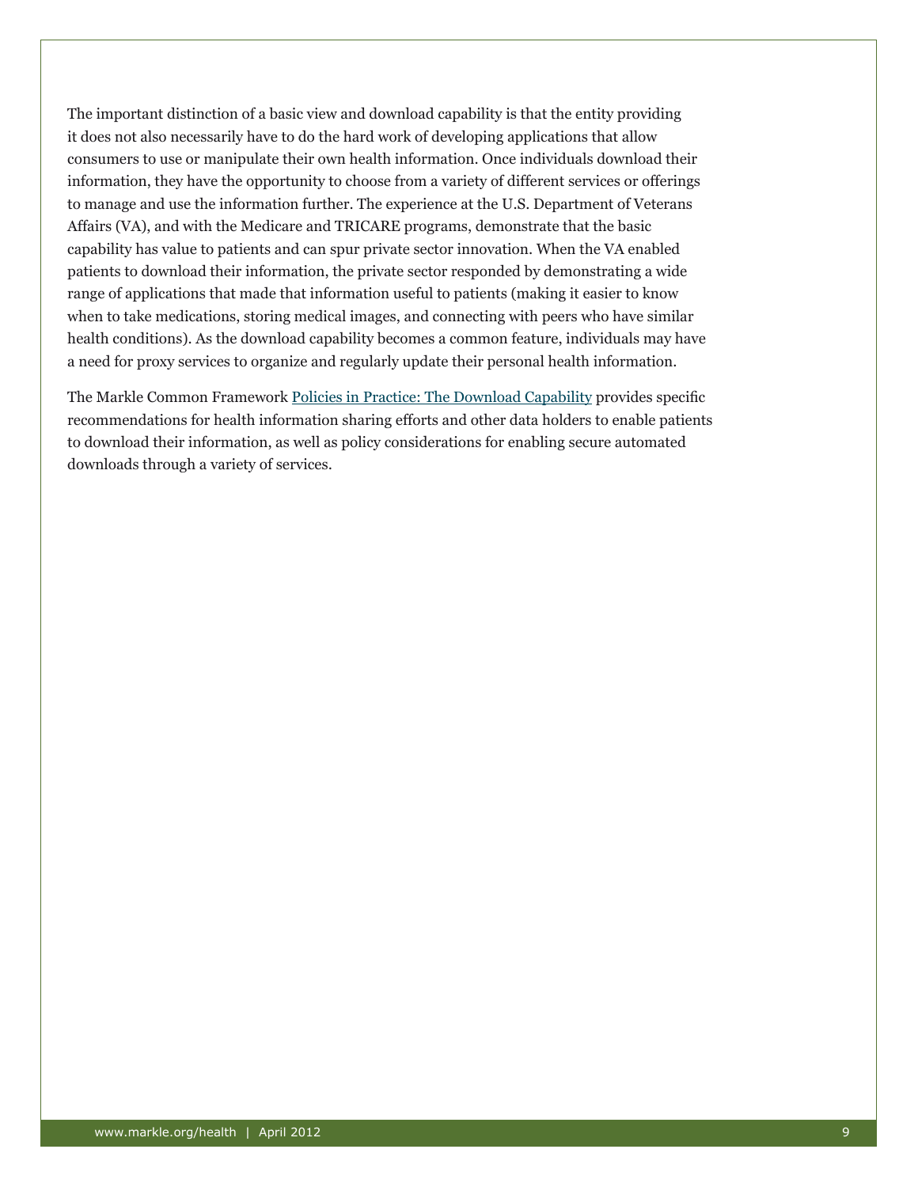The important distinction of a basic view and download capability is that the entity providing it does not also necessarily have to do the hard work of developing applications that allow consumers to use or manipulate their own health information. Once individuals download their information, they have the opportunity to choose from a variety of different services or offerings to manage and use the information further. The experience at the U.S. Department of Veterans Affairs (VA), and with the Medicare and TRICARE programs, demonstrate that the basic capability has value to patients and can spur private sector innovation. When the VA enabled patients to download their information, the private sector responded by demonstrating a wide range of applications that made that information useful to patients (making it easier to know when to take medications, storing medical images, and connecting with peers who have similar health conditions). As the download capability becomes a common feature, individuals may have a need for proxy services to organize and regularly update their personal health information.

The Markle Common Framework Policies in Practice: The Download Capability provides specific recommendations for health information sharing efforts and other data holders to enable patients to download their information, as well as policy considerations for enabling secure automated downloads through a variety of services.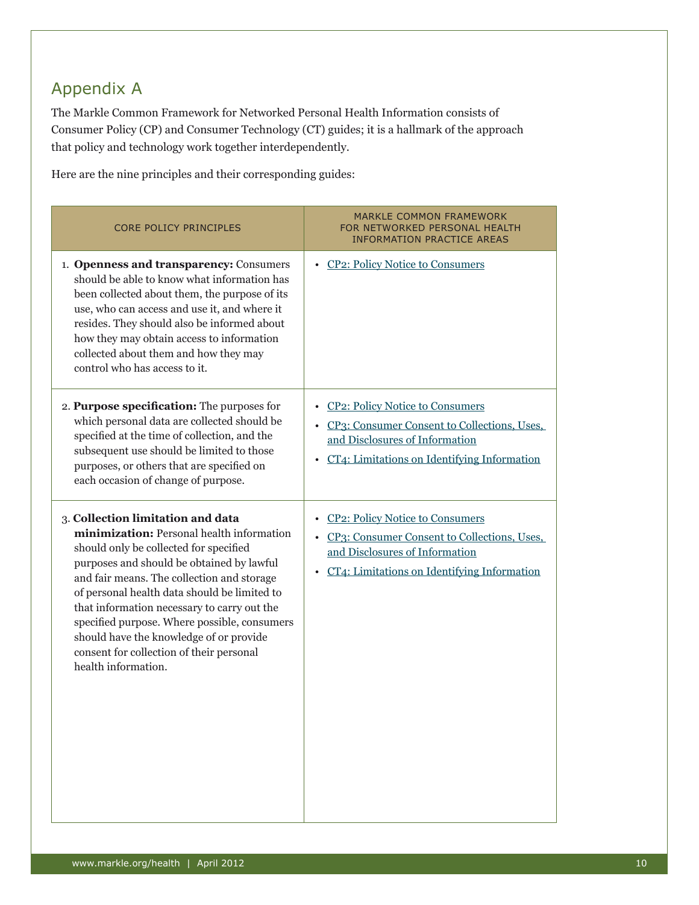## Appendix A

The Markle Common Framework for Networked Personal Health Information consists of Consumer Policy (CP) and Consumer Technology (CT) guides; it is a hallmark of the approach that policy and technology work together interdependently.

Here are the nine principles and their corresponding guides:

| CORE POLICY PRINCIPLES | MARKLE COMMON FRAMEWORK FOR NETWORKED PERSONAL HEALTH INFORMATION PRACTICE AREAS |
|---|---|
| 1. **Openness and transparency:** Consumers should be able to know what information has been collected about them, the purpose of its use, who can access and use it, and where it resides. They should also be informed about how they may obtain access to information collected about them and how they may control who has access to it. | • CP2: Policy Notice to Consumers |
| 2. **Purpose specification:** The purposes for which personal data are collected should be specified at the time of collection, and the subsequent use should be limited to those purposes, or others that are specified on each occasion of change of purpose. | • CP2: Policy Notice to Consumers<br>• CP3: Consumer Consent to Collections, Uses, and Disclosures of Information<br>• CT4: Limitations on Identifying Information |
| 3. **Collection limitation and data minimization:** Personal health information should only be collected for specified purposes and should be obtained by lawful and fair means. The collection and storage of personal health data should be limited to that information necessary to carry out the specified purpose. Where possible, consumers should have the knowledge of or provide consent for collection of their personal health information. | • CP2: Policy Notice to Consumers<br>• CP3: Consumer Consent to Collections, Uses, and Disclosures of Information<br>• CT4: Limitations on Identifying Information |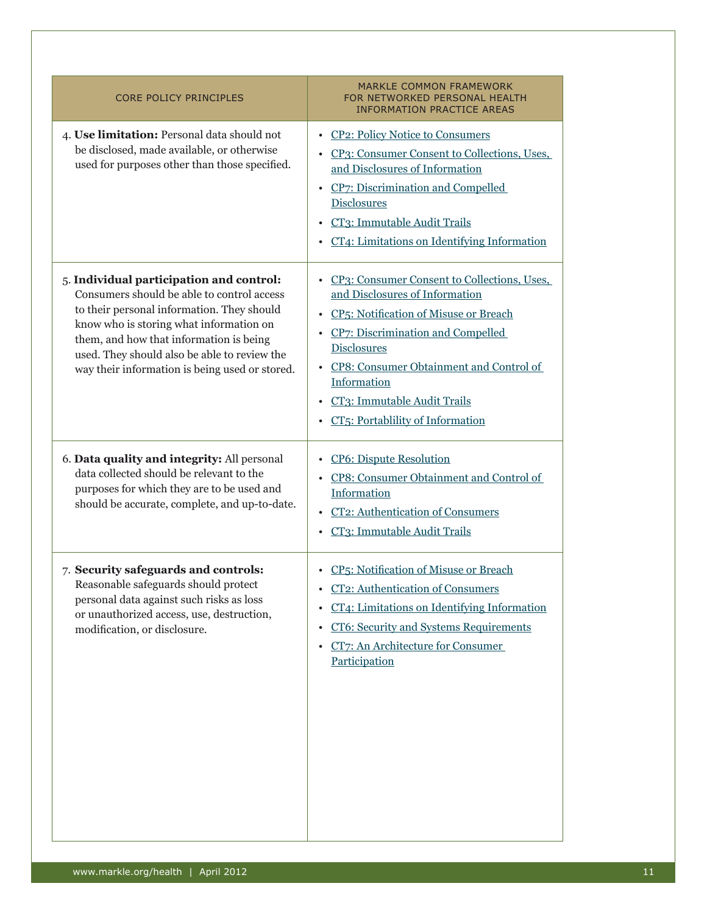| CORE POLICY PRINCIPLES | MARKLE COMMON FRAMEWORK FOR NETWORKED PERSONAL HEALTH INFORMATION PRACTICE AREAS |
|---|---|
| 4. **Use limitation:** Personal data should not be disclosed, made available, or otherwise used for purposes other than those specified. | • CP2: Policy Notice to Consumers<br>• CP3: Consumer Consent to Collections, Uses, and Disclosures of Information<br>• CP7: Discrimination and Compelled Disclosures<br>• CT3: Immutable Audit Trails<br>• CT4: Limitations on Identifying Information |
| 5. **Individual participation and control:** Consumers should be able to control access to their personal information. They should know who is storing what information on them, and how that information is being used. They should also be able to review the way their information is being used or stored. | • CP3: Consumer Consent to Collections, Uses, and Disclosures of Information<br>• CP5: Notification of Misuse or Breach<br>• CP7: Discrimination and Compelled Disclosures<br>• CP8: Consumer Obtainment and Control of Information<br>• CT3: Immutable Audit Trails<br>• CT5: Portablility of Information |
| 6. **Data quality and integrity:** All personal data collected should be relevant to the purposes for which they are to be used and should be accurate, complete, and up-to-date. | • CP6: Dispute Resolution<br>• CP8: Consumer Obtainment and Control of Information<br>• CT2: Authentication of Consumers<br>• CT3: Immutable Audit Trails |
| 7. **Security safeguards and controls:** Reasonable safeguards should protect personal data against such risks as loss or unauthorized access, use, destruction, modification, or disclosure. | • CP5: Notification of Misuse or Breach<br>• CT2: Authentication of Consumers<br>• CT4: Limitations on Identifying Information<br>• CT6: Security and Systems Requirements<br>• CT7: An Architecture for Consumer Participation |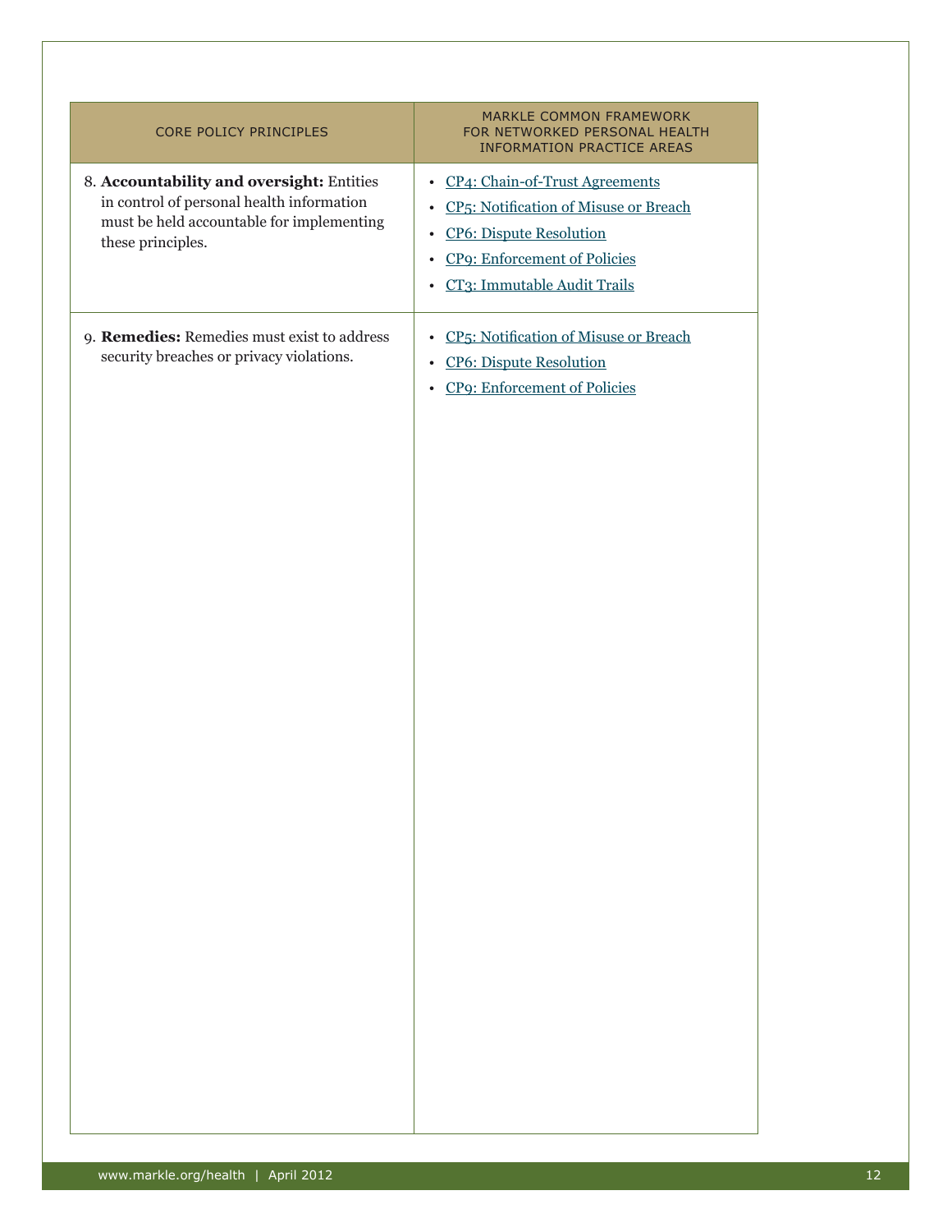| CORE POLICY PRINCIPLES | MARKLE COMMON FRAMEWORK FOR NETWORKED PERSONAL HEALTH INFORMATION PRACTICE AREAS |
|---|---|
| 8. **Accountability and oversight:** Entities in control of personal health information must be held accountable for implementing these principles. | • CP4: Chain-of-Trust Agreements<br>• CP5: Notification of Misuse or Breach<br>• CP6: Dispute Resolution<br>• CP9: Enforcement of Policies<br>• CT3: Immutable Audit Trails |
| 9. **Remedies:** Remedies must exist to address security breaches or privacy violations. | • CP5: Notification of Misuse or Breach<br>• CP6: Dispute Resolution<br>• CP9: Enforcement of Policies |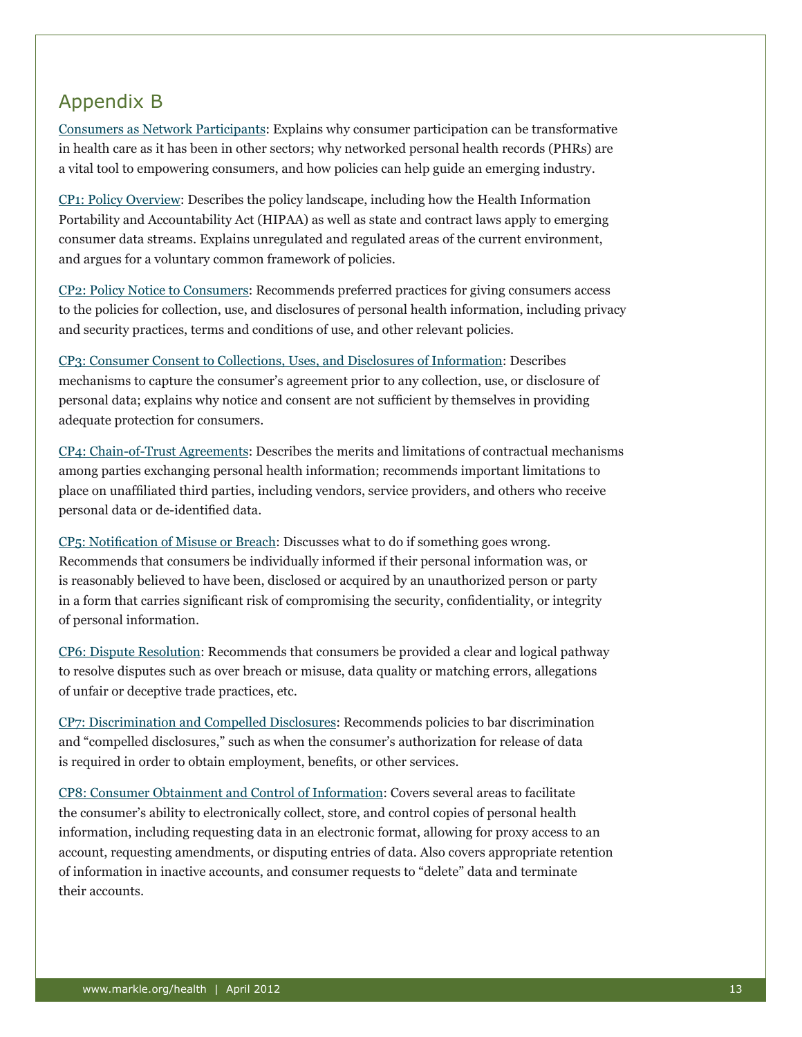## Appendix B

Consumers as Network Participants: Explains why consumer participation can be transformative in health care as it has been in other sectors; why networked personal health records (PHRs) are a vital tool to empowering consumers, and how policies can help guide an emerging industry.

CP1: Policy Overview: Describes the policy landscape, including how the Health Information Portability and Accountability Act (HIPAA) as well as state and contract laws apply to emerging consumer data streams. Explains unregulated and regulated areas of the current environment, and argues for a voluntary common framework of policies.

CP2: Policy Notice to Consumers: Recommends preferred practices for giving consumers access to the policies for collection, use, and disclosures of personal health information, including privacy and security practices, terms and conditions of use, and other relevant policies.

CP3: Consumer Consent to Collections, Uses, and Disclosures of Information: Describes mechanisms to capture the consumer's agreement prior to any collection, use, or disclosure of personal data; explains why notice and consent are not sufficient by themselves in providing adequate protection for consumers.

CP4: Chain-of-Trust Agreements: Describes the merits and limitations of contractual mechanisms among parties exchanging personal health information; recommends important limitations to place on unaffiliated third parties, including vendors, service providers, and others who receive personal data or de-identified data.

CP5: Notification of Misuse or Breach: Discusses what to do if something goes wrong. Recommends that consumers be individually informed if their personal information was, or is reasonably believed to have been, disclosed or acquired by an unauthorized person or party in a form that carries significant risk of compromising the security, confidentiality, or integrity of personal information.

CP6: Dispute Resolution: Recommends that consumers be provided a clear and logical pathway to resolve disputes such as over breach or misuse, data quality or matching errors, allegations of unfair or deceptive trade practices, etc.

CP7: Discrimination and Compelled Disclosures: Recommends policies to bar discrimination and "compelled disclosures," such as when the consumer's authorization for release of data is required in order to obtain employment, benefits, or other services.

CP8: Consumer Obtainment and Control of Information: Covers several areas to facilitate the consumer's ability to electronically collect, store, and control copies of personal health information, including requesting data in an electronic format, allowing for proxy access to an account, requesting amendments, or disputing entries of data. Also covers appropriate retention of information in inactive accounts, and consumer requests to "delete" data and terminate their accounts.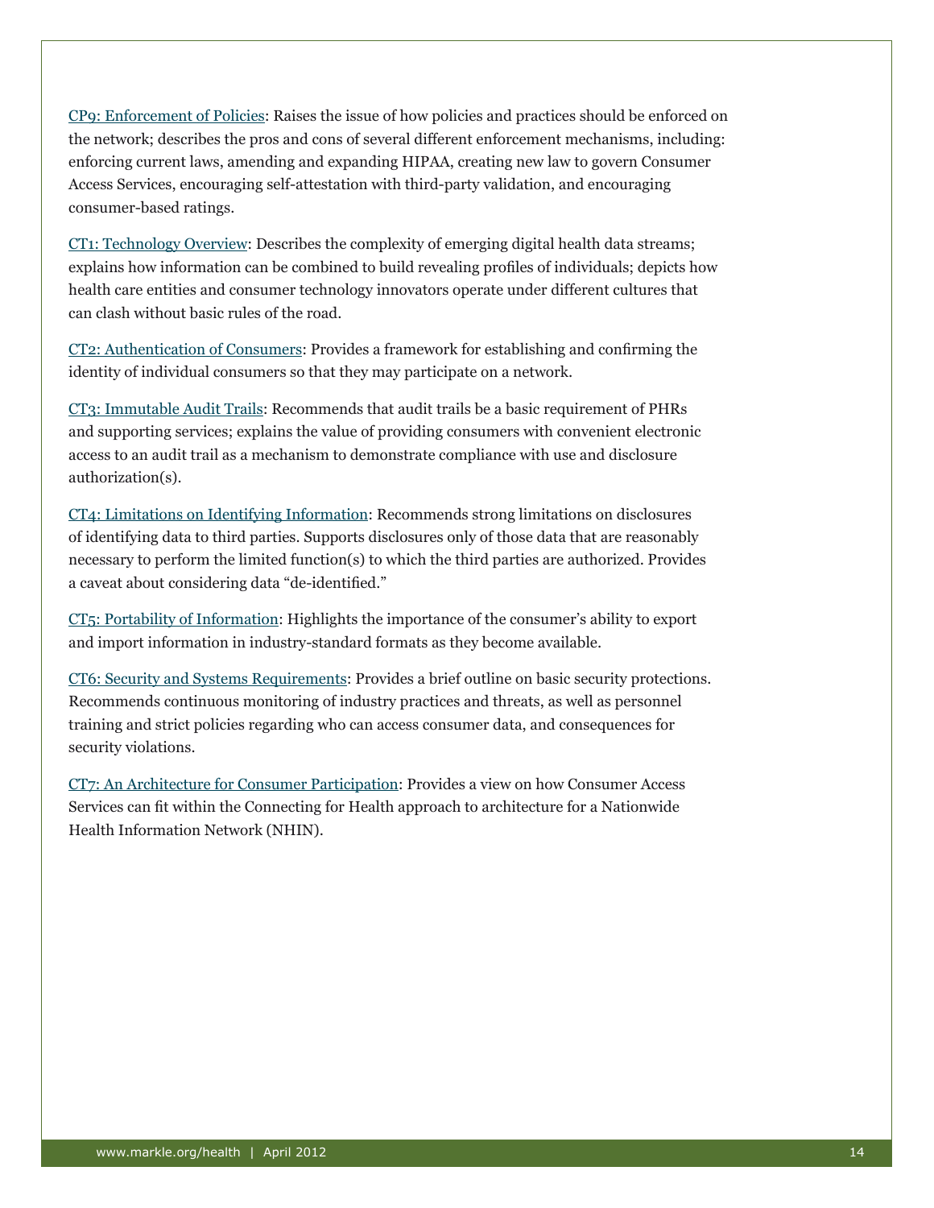CP9: Enforcement of Policies: Raises the issue of how policies and practices should be enforced on the network; describes the pros and cons of several different enforcement mechanisms, including: enforcing current laws, amending and expanding HIPAA, creating new law to govern Consumer Access Services, encouraging self-attestation with third-party validation, and encouraging consumer-based ratings.

CT1: Technology Overview: Describes the complexity of emerging digital health data streams; explains how information can be combined to build revealing profiles of individuals; depicts how health care entities and consumer technology innovators operate under different cultures that can clash without basic rules of the road.

CT2: Authentication of Consumers: Provides a framework for establishing and confirming the identity of individual consumers so that they may participate on a network.

CT3: Immutable Audit Trails: Recommends that audit trails be a basic requirement of PHRs and supporting services; explains the value of providing consumers with convenient electronic access to an audit trail as a mechanism to demonstrate compliance with use and disclosure authorization(s).

CT4: Limitations on Identifying Information: Recommends strong limitations on disclosures of identifying data to third parties. Supports disclosures only of those data that are reasonably necessary to perform the limited function(s) to which the third parties are authorized. Provides a caveat about considering data "de-identified."

CT5: Portability of Information: Highlights the importance of the consumer's ability to export and import information in industry-standard formats as they become available.

CT6: Security and Systems Requirements: Provides a brief outline on basic security protections. Recommends continuous monitoring of industry practices and threats, as well as personnel training and strict policies regarding who can access consumer data, and consequences for security violations.

CT7: An Architecture for Consumer Participation: Provides a view on how Consumer Access Services can fit within the Connecting for Health approach to architecture for a Nationwide Health Information Network (NHIN).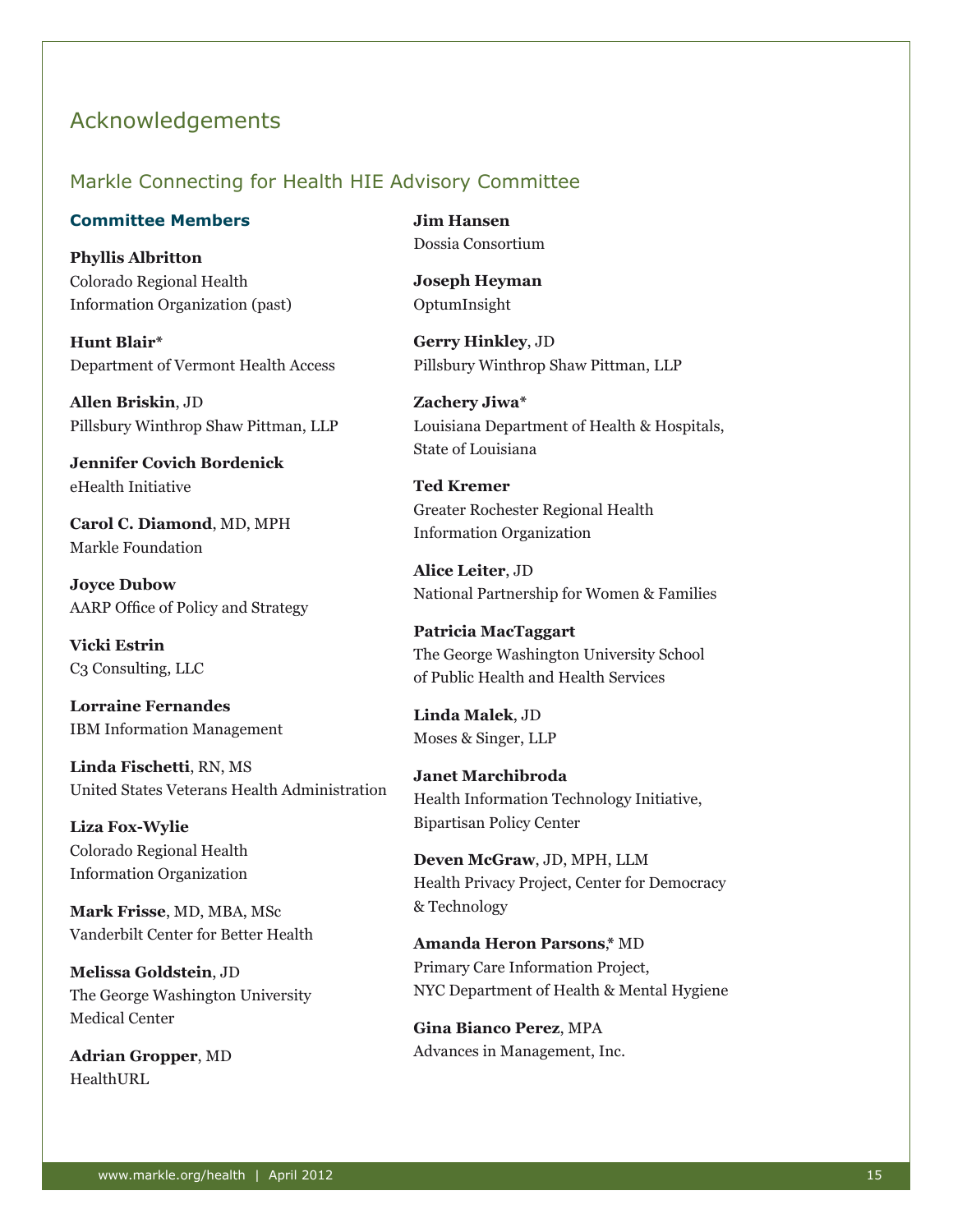# Acknowledgements

## Markle Connecting for Health HIE Advisory Committee

### Committee Members

**Phyllis Albritton**
Colorado Regional Health Information Organization (past)

**Hunt Blair***
Department of Vermont Health Access

**Allen Briskin**, JD
Pillsbury Winthrop Shaw Pittman, LLP

**Jennifer Covich Bordenick**
eHealth Initiative

**Carol C. Diamond**, MD, MPH
Markle Foundation

**Joyce Dubow**
AARP Office of Policy and Strategy

**Vicki Estrin**
C3 Consulting, LLC

**Lorraine Fernandes**
IBM Information Management

**Linda Fischetti**, RN, MS
United States Veterans Health Administration

**Liza Fox-Wylie**
Colorado Regional Health Information Organization

**Mark Frisse**, MD, MBA, MSc
Vanderbilt Center for Better Health

**Melissa Goldstein**, JD
The George Washington University Medical Center

**Adrian Gropper**, MD
HealthURL

**Jim Hansen**
Dossia Consortium

**Joseph Heyman**
OptumInsight

**Gerry Hinkley**, JD
Pillsbury Winthrop Shaw Pittman, LLP

**Zachery Jiwa***
Louisiana Department of Health & Hospitals, State of Louisiana

**Ted Kremer**
Greater Rochester Regional Health Information Organization

**Alice Leiter**, JD
National Partnership for Women & Families

**Patricia MacTaggart**
The George Washington University School of Public Health and Health Services

**Linda Malek**, JD
Moses & Singer, LLP

**Janet Marchibroda**
Health Information Technology Initiative, Bipartisan Policy Center

**Deven McGraw**, JD, MPH, LLM
Health Privacy Project, Center for Democracy & Technology

**Amanda Heron Parsons**,* MD
Primary Care Information Project, NYC Department of Health & Mental Hygiene

**Gina Bianco Perez**, MPA
Advances in Management, Inc.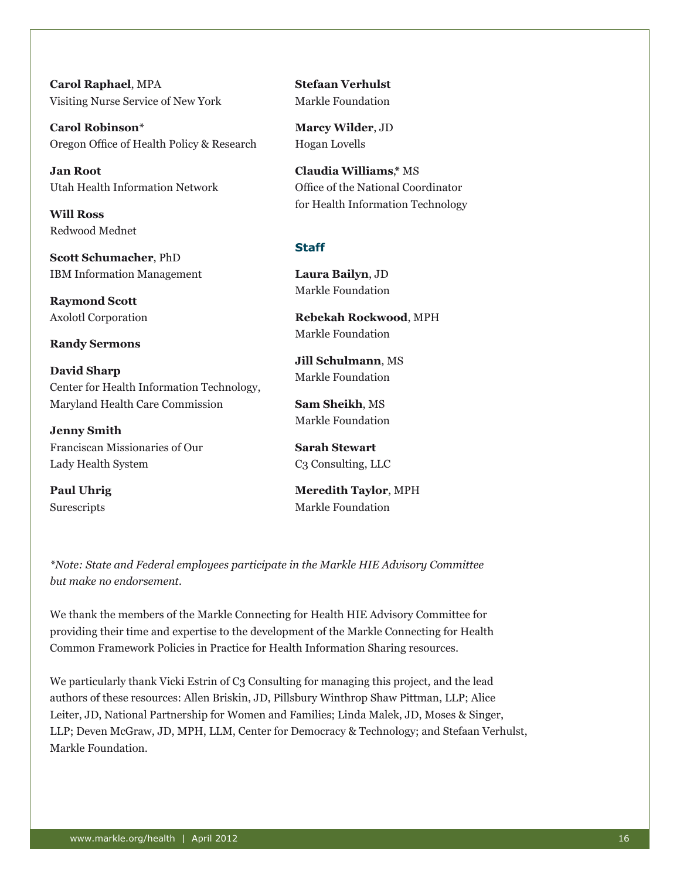**Carol Raphael**, MPA
Visiting Nurse Service of New York

**Carol Robinson***
Oregon Office of Health Policy & Research

**Jan Root**
Utah Health Information Network

**Will Ross**
Redwood Mednet

**Scott Schumacher**, PhD
IBM Information Management

**Raymond Scott**
Axolotl Corporation

**Randy Sermons**

**David Sharp**
Center for Health Information Technology,
Maryland Health Care Commission

**Jenny Smith**
Franciscan Missionaries of Our
Lady Health System

**Paul Uhrig**
Surescripts

**Stefaan Verhulst**
Markle Foundation

**Marcy Wilder**, JD
Hogan Lovells

**Claudia Williams**,* MS
Office of the National Coordinator
for Health Information Technology

### Staff

**Laura Bailyn**, JD
Markle Foundation

**Rebekah Rockwood**, MPH
Markle Foundation

**Jill Schulmann**, MS
Markle Foundation

**Sam Sheikh**, MS
Markle Foundation

**Sarah Stewart**
C3 Consulting, LLC

**Meredith Taylor**, MPH
Markle Foundation

*\*Note: State and Federal employees participate in the Markle HIE Advisory Committee but make no endorsement.*

We thank the members of the Markle Connecting for Health HIE Advisory Committee for providing their time and expertise to the development of the Markle Connecting for Health Common Framework Policies in Practice for Health Information Sharing resources.

We particularly thank Vicki Estrin of C3 Consulting for managing this project, and the lead authors of these resources: Allen Briskin, JD, Pillsbury Winthrop Shaw Pittman, LLP; Alice Leiter, JD, National Partnership for Women and Families; Linda Malek, JD, Moses & Singer, LLP; Deven McGraw, JD, MPH, LLM, Center for Democracy & Technology; and Stefaan Verhulst, Markle Foundation.